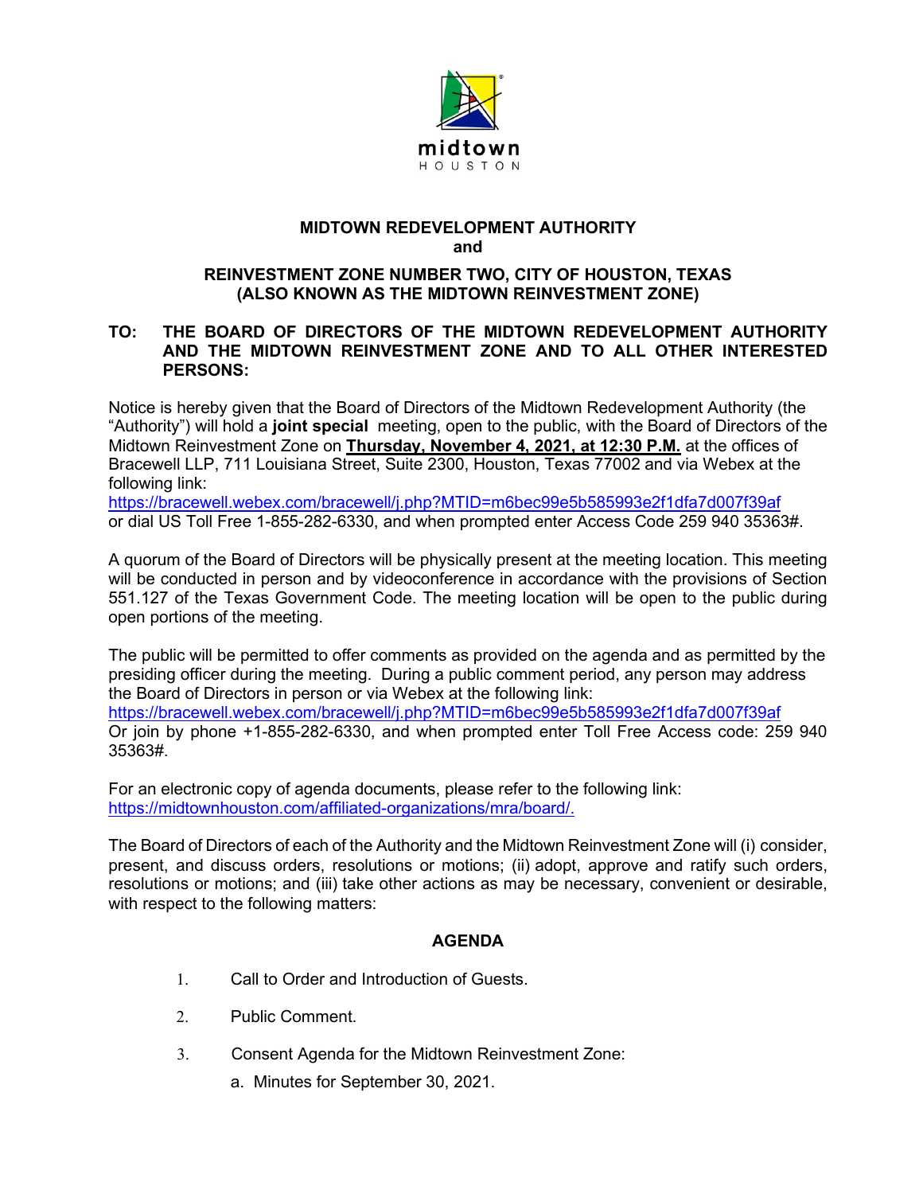midtown
HOUSTON

**MIDTOWN REDEVELOPMENT AUTHORITY**
**and**

**REINVESTMENT ZONE NUMBER TWO, CITY OF HOUSTON, TEXAS**
**(ALSO KNOWN AS THE MIDTOWN REINVESTMENT ZONE)**

**TO: THE BOARD OF DIRECTORS OF THE MIDTOWN REDEVELOPMENT AUTHORITY AND THE MIDTOWN REINVESTMENT ZONE AND TO ALL OTHER INTERESTED PERSONS:**

Notice is hereby given that the Board of Directors of the Midtown Redevelopment Authority (the "Authority") will hold a **joint special** meeting, open to the public, with the Board of Directors of the Midtown Reinvestment Zone on **Thursday, November 4, 2021, at 12:30 P.M.** at the offices of Bracewell LLP, 711 Louisiana Street, Suite 2300, Houston, Texas 77002 and via Webex at the following link:
https://bracewell.webex.com/bracewell/j.php?MTID=m6bec99e5b585993e2f1dfa7d007f39af
or dial US Toll Free 1-855-282-6330, and when prompted enter Access Code 259 940 35363#.

A quorum of the Board of Directors will be physically present at the meeting location. This meeting will be conducted in person and by videoconference in accordance with the provisions of Section 551.127 of the Texas Government Code. The meeting location will be open to the public during open portions of the meeting.

The public will be permitted to offer comments as provided on the agenda and as permitted by the presiding officer during the meeting. During a public comment period, any person may address the Board of Directors in person or via Webex at the following link:
https://bracewell.webex.com/bracewell/j.php?MTID=m6bec99e5b585993e2f1dfa7d007f39af
Or join by phone +1-855-282-6330, and when prompted enter Toll Free Access code: 259 940 35363#.

For an electronic copy of agenda documents, please refer to the following link:
https://midtownhouston.com/affiliated-organizations/mra/board/.

The Board of Directors of each of the Authority and the Midtown Reinvestment Zone will (i) consider, present, and discuss orders, resolutions or motions; (ii) adopt, approve and ratify such orders, resolutions or motions; and (iii) take other actions as may be necessary, convenient or desirable, with respect to the following matters:

## AGENDA

1. Call to Order and Introduction of Guests.
2. Public Comment.
3. Consent Agenda for the Midtown Reinvestment Zone:
   a. Minutes for September 30, 2021.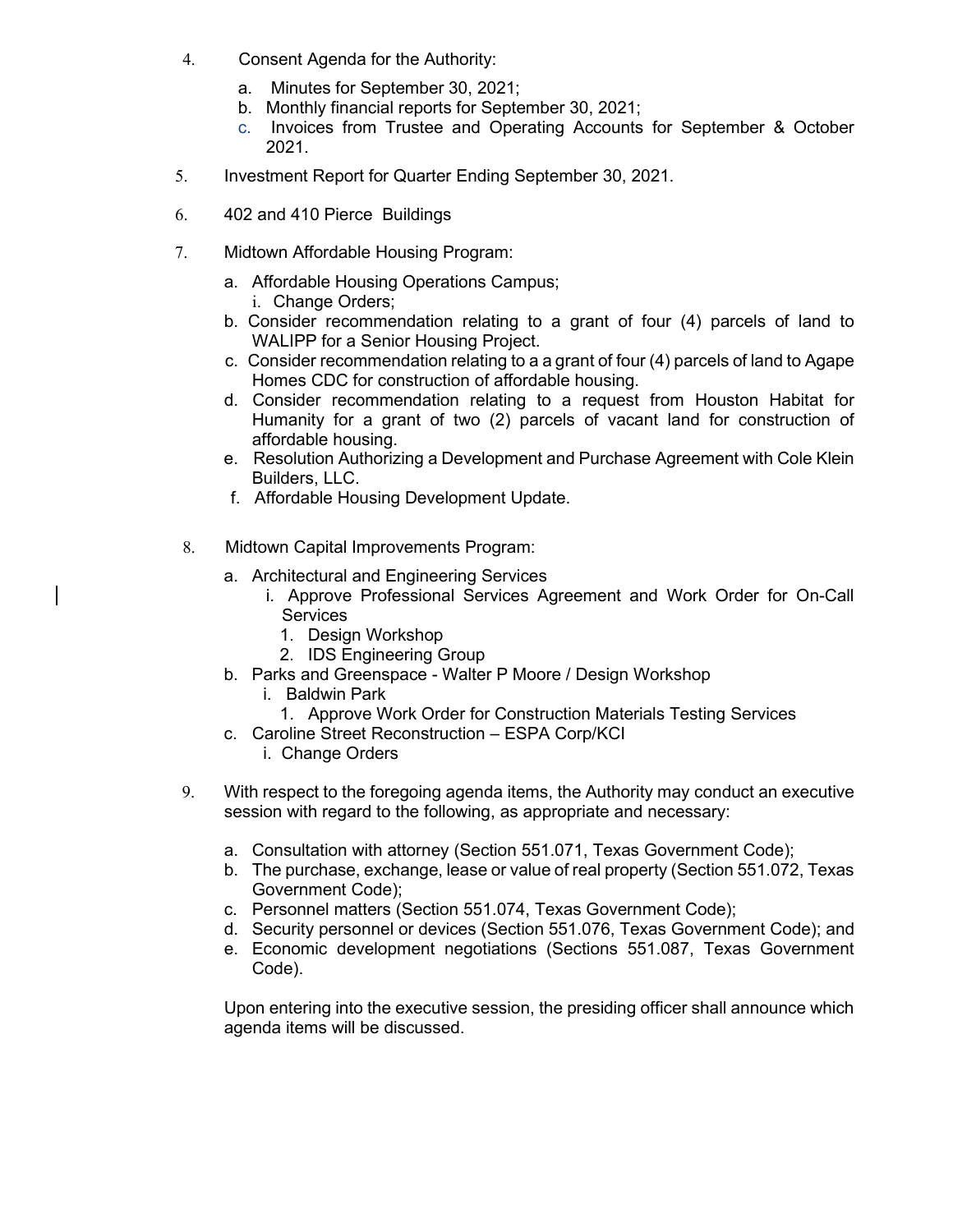4. Consent Agenda for the Authority:
    a. Minutes for September 30, 2021;
    b. Monthly financial reports for September 30, 2021;
    c. Invoices from Trustee and Operating Accounts for September & October 2021.

5. Investment Report for Quarter Ending September 30, 2021.

6. 402 and 410 Pierce Buildings

7. Midtown Affordable Housing Program:
    a. Affordable Housing Operations Campus;
        i. Change Orders;
    b. Consider recommendation relating to a grant of four (4) parcels of land to WALIPP for a Senior Housing Project.
    c. Consider recommendation relating to a a grant of four (4) parcels of land to Agape Homes CDC for construction of affordable housing.
    d. Consider recommendation relating to a request from Houston Habitat for Humanity for a grant of two (2) parcels of vacant land for construction of affordable housing.
    e. Resolution Authorizing a Development and Purchase Agreement with Cole Klein Builders, LLC.
    f. Affordable Housing Development Update.

8. Midtown Capital Improvements Program:
    a. Architectural and Engineering Services
        i. Approve Professional Services Agreement and Work Order for On-Call Services
            1. Design Workshop
            2. IDS Engineering Group
    b. Parks and Greenspace - Walter P Moore / Design Workshop
        i. Baldwin Park
            1. Approve Work Order for Construction Materials Testing Services
    c. Caroline Street Reconstruction – ESPA Corp/KCI
        i. Change Orders

9. With respect to the foregoing agenda items, the Authority may conduct an executive session with regard to the following, as appropriate and necessary:

    a. Consultation with attorney (Section 551.071, Texas Government Code);
    b. The purchase, exchange, lease or value of real property (Section 551.072, Texas Government Code);
    c. Personnel matters (Section 551.074, Texas Government Code);
    d. Security personnel or devices (Section 551.076, Texas Government Code); and
    e. Economic development negotiations (Sections 551.087, Texas Government Code).

    Upon entering into the executive session, the presiding officer shall announce which agenda items will be discussed.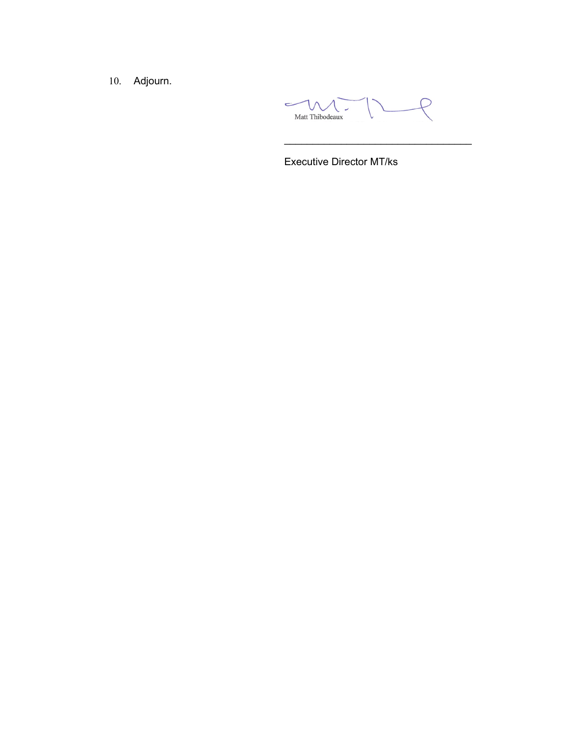10. Adjourn.

Matt Thibodeaux

\_\_\_\_\_\_\_\_\_\_\_\_\_\_\_\_\_\_\_\_\_\_\_\_\_\_\_\_\_\_\_\_\_\_\_

Executive Director MT/ks